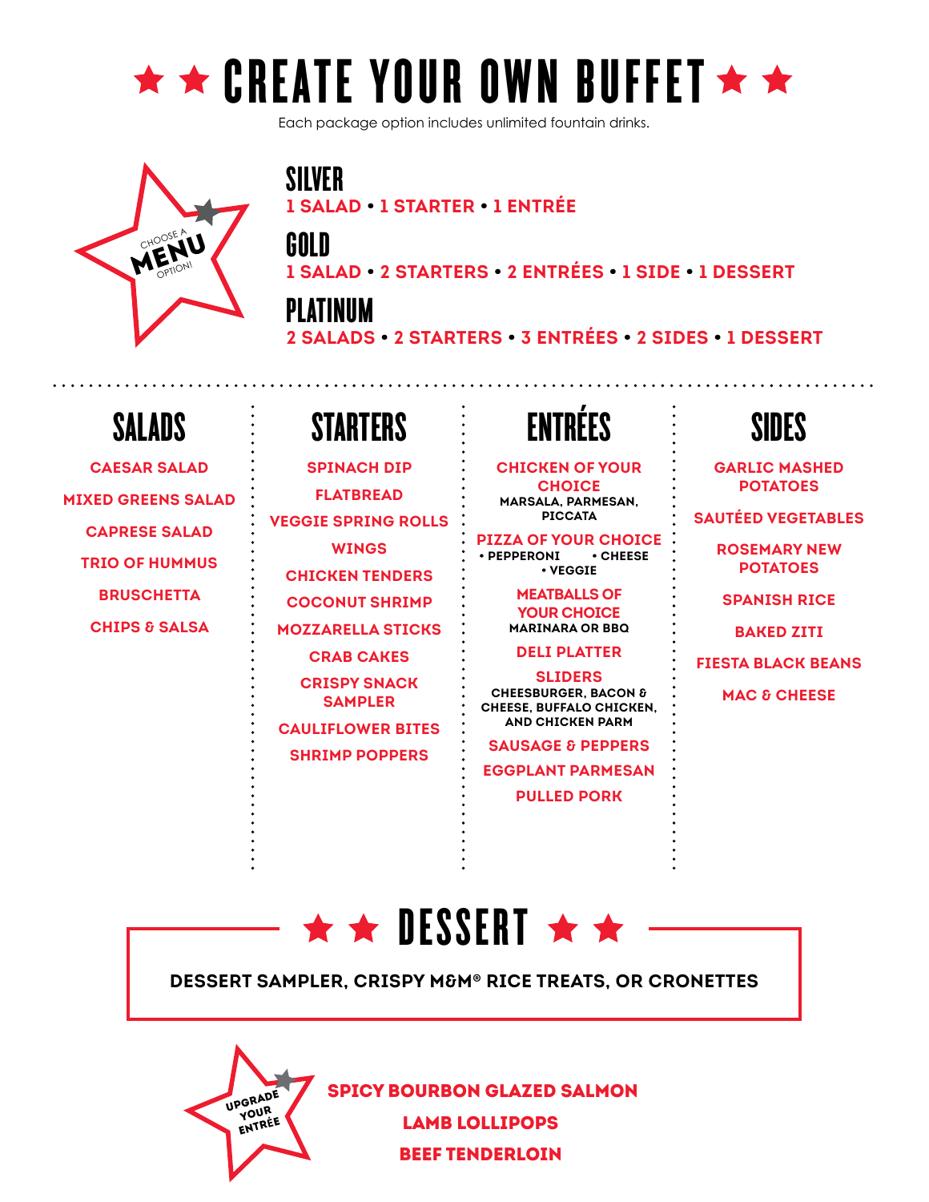# ★ ★ CREATE YOUR OWN BUFFET ★ ★

Each package option includes unlimited fountain drinks.

CHOOSE A **MENU** OPTION!

## SILVER

1 SALAD • 1 STARTER • 1 ENTRÉE

## GOLD

1 SALAD • 2 STARTERS • 2 ENTRÉES • 1 SIDE • 1 DESSERT

## PLATINUM

2 SALADS • 2 STARTERS • 3 ENTRÉES • 2 SIDES • 1 DESSERT

## SALADS

- CAESAR SALAD
- MIXED GREENS SALAD
- CAPRESE SALAD
- TRIO OF HUMMUS
- BRUSCHETTA
- CHIPS & SALSA

## STARTERS

- SPINACH DIP
- FLATBREAD
- VEGGIE SPRING ROLLS
- WINGS
- CHICKEN TENDERS
- COCONUT SHRIMP
- MOZZARELLA STICKS
- CRAB CAKES
- CRISPY SNACK SAMPLER
- CAULIFLOWER BITES
- SHRIMP POPPERS

## ENTRÉES

- CHICKEN OF YOUR CHOICE
  MARSALA, PARMESAN, PICCATA
- PIZZA OF YOUR CHOICE
  • PEPPERONI • CHEESE • VEGGIE
- MEATBALLS OF YOUR CHOICE
  MARINARA OR BBQ
- DELI PLATTER
- SLIDERS
  CHEESBURGER, BACON & CHEESE, BUFFALO CHICKEN, AND CHICKEN PARM
- SAUSAGE & PEPPERS
- EGGPLANT PARMESAN
- PULLED PORK

## SIDES

- GARLIC MASHED POTATOES
- SAUTÉED VEGETABLES
- ROSEMARY NEW POTATOES
- SPANISH RICE
- BAKED ZITI
- FIESTA BLACK BEANS
- MAC & CHEESE

## ★ ★ DESSERT ★ ★

DESSERT SAMPLER, CRISPY M&M® RICE TREATS, OR CRONETTES

**UPGRADE YOUR ENTRÉE**

- SPICY BOURBON GLAZED SALMON
- LAMB LOLLIPOPS
- BEEF TENDERLOIN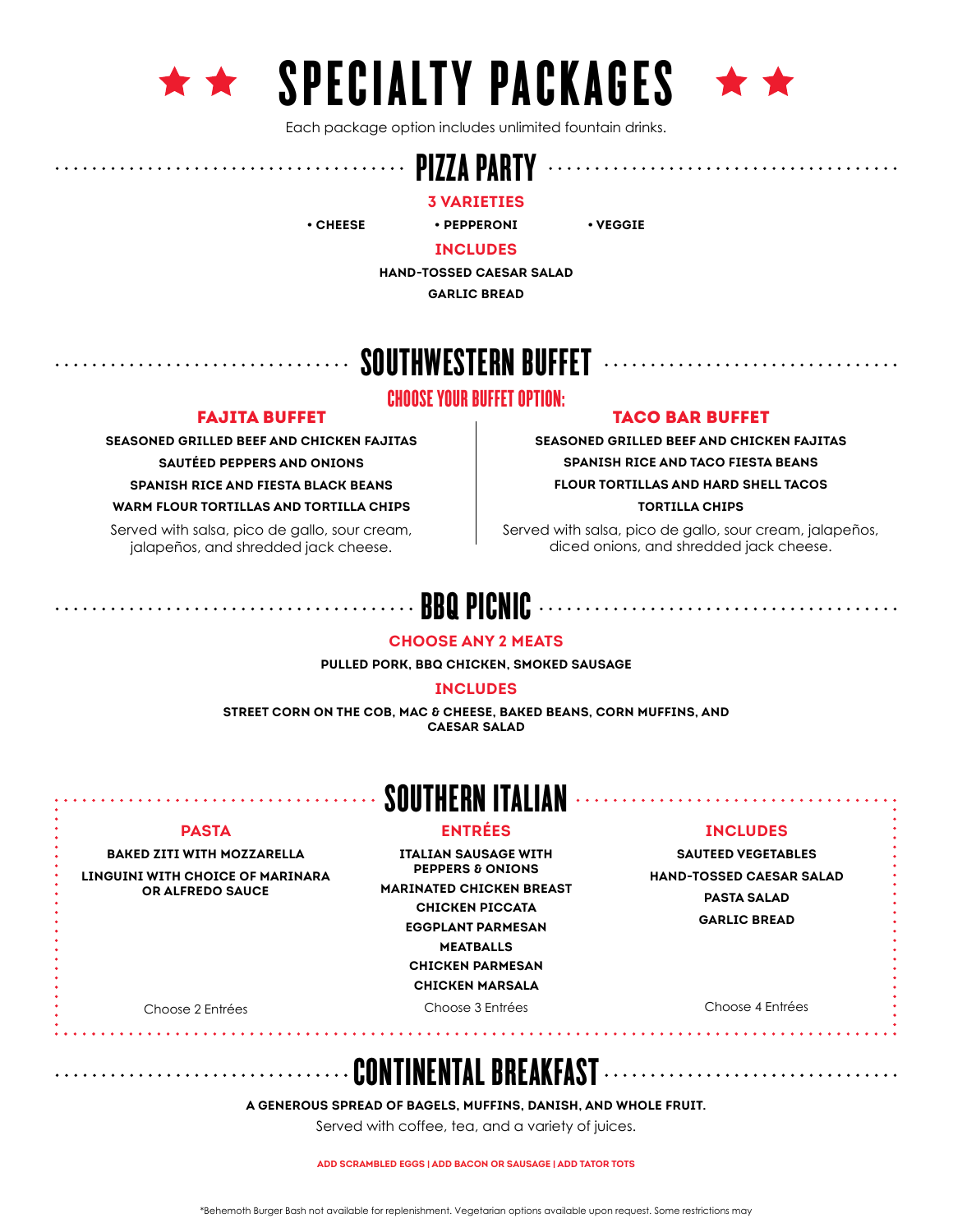# ★★ SPECIALTY PACKAGES ★★

Each package option includes unlimited fountain drinks.

## PIZZA PARTY

### 3 VARIETIES

- CHEESE
- PEPPERONI
- VEGGIE

### INCLUDES

HAND-TOSSED CAESAR SALAD

GARLIC BREAD

## SOUTHWESTERN BUFFET

**CHOOSE YOUR BUFFET OPTION:**

### FAJITA BUFFET

SEASONED GRILLED BEEF AND CHICKEN FAJITAS

SAUTÉED PEPPERS AND ONIONS

SPANISH RICE AND FIESTA BLACK BEANS

WARM FLOUR TORTILLAS AND TORTILLA CHIPS

Served with salsa, pico de gallo, sour cream, jalapeños, and shredded jack cheese.

### TACO BAR BUFFET

SEASONED GRILLED BEEF AND CHICKEN FAJITAS

SPANISH RICE AND TACO FIESTA BEANS

FLOUR TORTILLAS AND HARD SHELL TACOS

TORTILLA CHIPS

Served with salsa, pico de gallo, sour cream, jalapeños, diced onions, and shredded jack cheese.

## BBQ PICNIC

### CHOOSE ANY 2 MEATS

PULLED PORK, BBQ CHICKEN, SMOKED SAUSAGE

### INCLUDES

STREET CORN ON THE COB, MAC & CHEESE, BAKED BEANS, CORN MUFFINS, AND CAESAR SALAD

## SOUTHERN ITALIAN

### PASTA

BAKED ZITI WITH MOZZARELLA

LINGUINI WITH CHOICE OF MARINARA OR ALFREDO SAUCE

### ENTRÉES

ITALIAN SAUSAGE WITH PEPPERS & ONIONS

MARINATED CHICKEN BREAST

CHICKEN PICCATA

EGGPLANT PARMESAN

MEATBALLS

CHICKEN PARMESAN

CHICKEN MARSALA

### INCLUDES

SAUTEED VEGETABLES

HAND-TOSSED CAESAR SALAD

PASTA SALAD

GARLIC BREAD

Choose 2 Entrées | Choose 3 Entrées | Choose 4 Entrées

## CONTINENTAL BREAKFAST

**A GENEROUS SPREAD OF BAGELS, MUFFINS, DANISH, AND WHOLE FRUIT.**

Served with coffee, tea, and a variety of juices.

ADD SCRAMBLED EGGS | ADD BACON OR SAUSAGE | ADD TATOR TOTS

*Behemoth Burger Bash not available for replenishment. Vegetarian options available upon request. Some restrictions may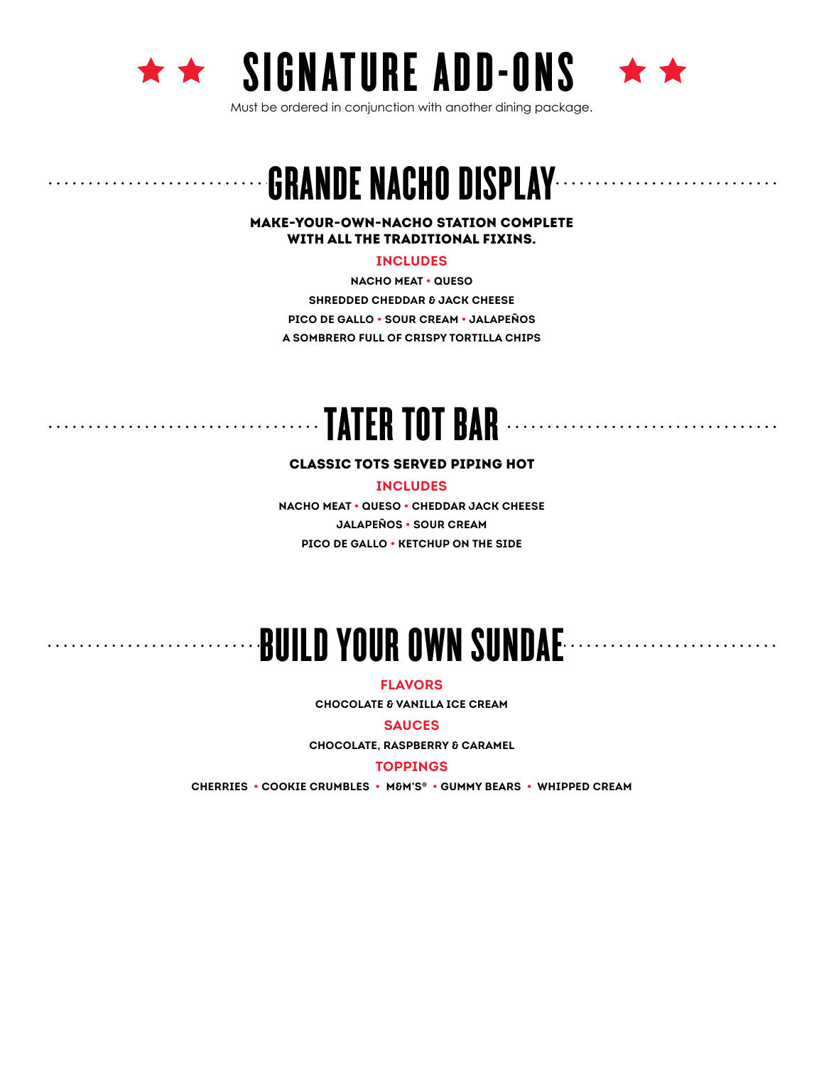# ★★ SIGNATURE ADD-ONS ★★

Must be ordered in conjunction with another dining package.

## GRANDE NACHO DISPLAY

**MAKE-YOUR-OWN-NACHO STATION COMPLETE WITH ALL THE TRADITIONAL FIXINS.**

### INCLUDES

NACHO MEAT • QUESO

SHREDDED CHEDDAR & JACK CHEESE

PICO DE GALLO • SOUR CREAM • JALAPEÑOS

A SOMBRERO FULL OF CRISPY TORTILLA CHIPS

## TATER TOT BAR

**CLASSIC TOTS SERVED PIPING HOT**

### INCLUDES

NACHO MEAT • QUESO • CHEDDAR JACK CHEESE

JALAPEÑOS • SOUR CREAM

PICO DE GALLO • KETCHUP ON THE SIDE

## BUILD YOUR OWN SUNDAE

### FLAVORS

CHOCOLATE & VANILLA ICE CREAM

### SAUCES

CHOCOLATE, RASPBERRY & CARAMEL

### TOPPINGS

CHERRIES • COOKIE CRUMBLES • M&M'S® • GUMMY BEARS • WHIPPED CREAM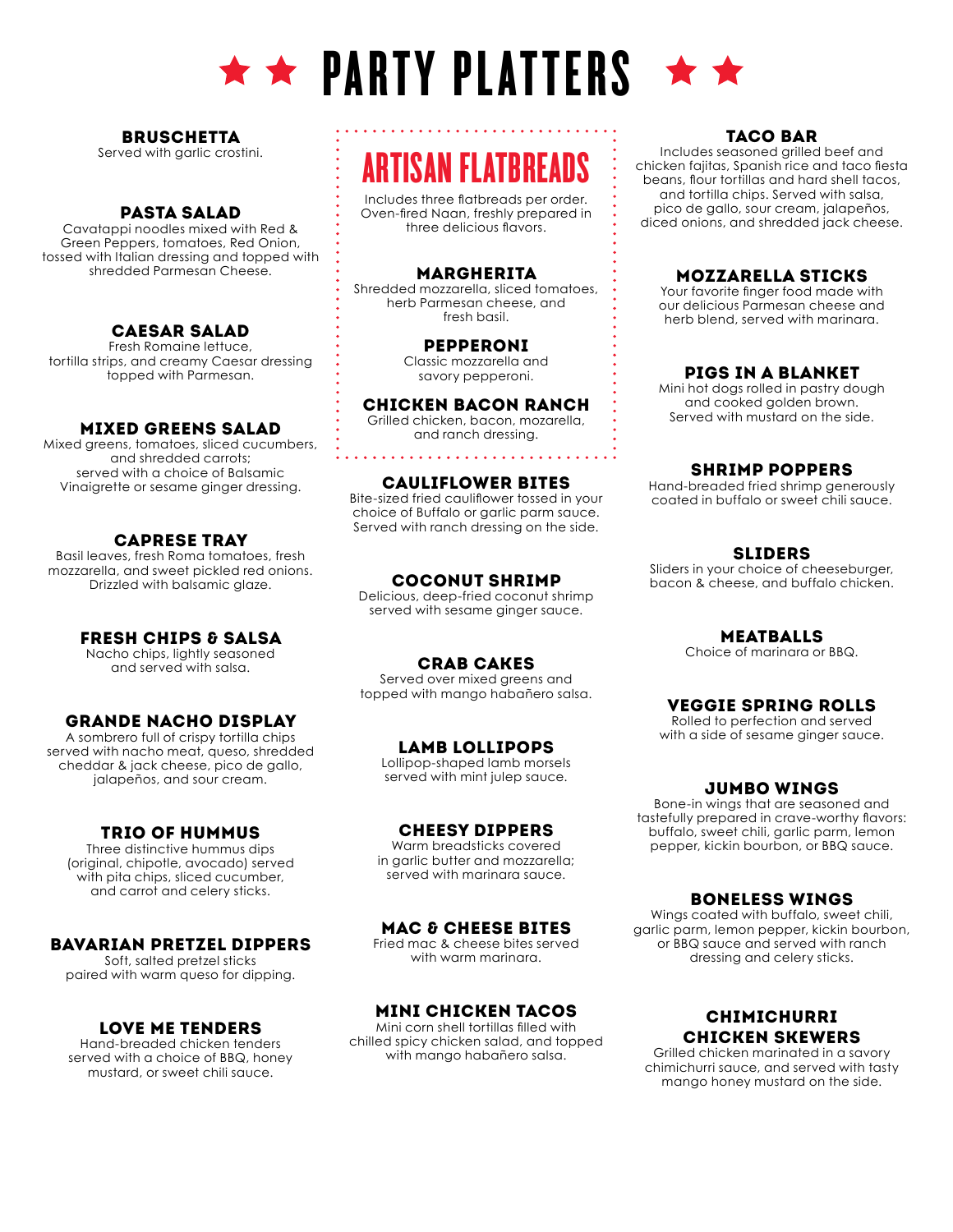# ★ ★ PARTY PLATTERS ★ ★

### BRUSCHETTA
Served with garlic crostini.

### PASTA SALAD
Cavatappi noodles mixed with Red & Green Peppers, tomatoes, Red Onion, tossed with Italian dressing and topped with shredded Parmesan Cheese.

### CAESAR SALAD
Fresh Romaine lettuce, tortilla strips, and creamy Caesar dressing topped with Parmesan.

### MIXED GREENS SALAD
Mixed greens, tomatoes, sliced cucumbers, and shredded carrots; served with a choice of Balsamic Vinaigrette or sesame ginger dressing.

### CAPRESE TRAY
Basil leaves, fresh Roma tomatoes, fresh mozzarella, and sweet pickled red onions. Drizzled with balsamic glaze.

### FRESH CHIPS & SALSA
Nacho chips, lightly seasoned and served with salsa.

### GRANDE NACHO DISPLAY
A sombrero full of crispy tortilla chips served with nacho meat, queso, shredded cheddar & jack cheese, pico de gallo, jalapeños, and sour cream.

### TRIO OF HUMMUS
Three distinctive hummus dips (original, chipotle, avocado) served with pita chips, sliced cucumber, and carrot and celery sticks.

### BAVARIAN PRETZEL DIPPERS
Soft, salted pretzel sticks paired with warm queso for dipping.

### LOVE ME TENDERS
Hand-breaded chicken tenders served with a choice of BBQ, honey mustard, or sweet chili sauce.

## ARTISAN FLATBREADS
Includes three flatbreads per order. Oven-fired Naan, freshly prepared in three delicious flavors.

### MARGHERITA
Shredded mozzarella, sliced tomatoes, herb Parmesan cheese, and fresh basil.

### PEPPERONI
Classic mozzarella and savory pepperoni.

### CHICKEN BACON RANCH
Grilled chicken, bacon, mozarella, and ranch dressing.

### CAULIFLOWER BITES
Bite-sized fried cauliflower tossed in your choice of Buffalo or garlic parm sauce. Served with ranch dressing on the side.

### COCONUT SHRIMP
Delicious, deep-fried coconut shrimp served with sesame ginger sauce.

### CRAB CAKES
Served over mixed greens and topped with mango habañero salsa.

### LAMB LOLLIPOPS
Lollipop-shaped lamb morsels served with mint julep sauce.

### CHEESY DIPPERS
Warm breadsticks covered in garlic butter and mozzarella; served with marinara sauce.

### MAC & CHEESE BITES
Fried mac & cheese bites served with warm marinara.

### MINI CHICKEN TACOS
Mini corn shell tortillas filled with chilled spicy chicken salad, and topped with mango habañero salsa.

### TACO BAR
Includes seasoned grilled beef and chicken fajitas, Spanish rice and taco fiesta beans, flour tortillas and hard shell tacos, and tortilla chips. Served with salsa, pico de gallo, sour cream, jalapeños, diced onions, and shredded jack cheese.

### MOZZARELLA STICKS
Your favorite finger food made with our delicious Parmesan cheese and herb blend, served with marinara.

### PIGS IN A BLANKET
Mini hot dogs rolled in pastry dough and cooked golden brown. Served with mustard on the side.

### SHRIMP POPPERS
Hand-breaded fried shrimp generously coated in buffalo or sweet chili sauce.

### SLIDERS
Sliders in your choice of cheeseburger, bacon & cheese, and buffalo chicken.

### MEATBALLS
Choice of marinara or BBQ.

### VEGGIE SPRING ROLLS
Rolled to perfection and served with a side of sesame ginger sauce.

### JUMBO WINGS
Bone-in wings that are seasoned and tastefully prepared in crave-worthy flavors: buffalo, sweet chili, garlic parm, lemon pepper, kickin bourbon, or BBQ sauce.

### BONELESS WINGS
Wings coated with buffalo, sweet chili, garlic parm, lemon pepper, kickin bourbon, or BBQ sauce and served with ranch dressing and celery sticks.

### CHIMICHURRI CHICKEN SKEWERS
Grilled chicken marinated in a savory chimichurri sauce, and served with tasty mango honey mustard on the side.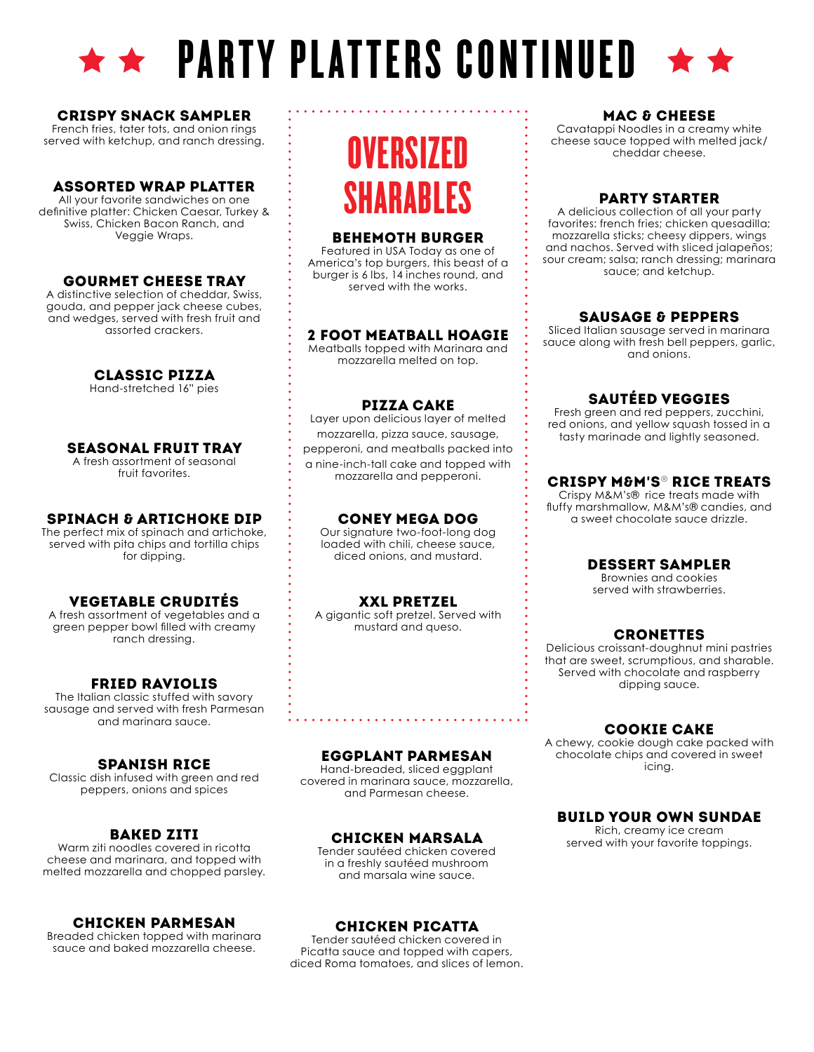# ★ ★ PARTY PLATTERS CONTINUED ★ ★

### CRISPY SNACK SAMPLER
French fries, tater tots, and onion rings served with ketchup, and ranch dressing.

### ASSORTED WRAP PLATTER
All your favorite sandwiches on one definitive platter: Chicken Caesar, Turkey & Swiss, Chicken Bacon Ranch, and Veggie Wraps.

### GOURMET CHEESE TRAY
A distinctive selection of cheddar, Swiss, gouda, and pepper jack cheese cubes, and wedges, served with fresh fruit and assorted crackers.

### CLASSIC PIZZA
Hand-stretched 16" pies

### SEASONAL FRUIT TRAY
A fresh assortment of seasonal fruit favorites.

### SPINACH & ARTICHOKE DIP
The perfect mix of spinach and artichoke, served with pita chips and tortilla chips for dipping.

### VEGETABLE CRUDITÉS
A fresh assortment of vegetables and a green pepper bowl filled with creamy ranch dressing.

### FRIED RAVIOLIS
The Italian classic stuffed with savory sausage and served with fresh Parmesan and marinara sauce.

### SPANISH RICE
Classic dish infused with green and red peppers, onions and spices

### BAKED ZITI
Warm ziti noodles covered in ricotta cheese and marinara, and topped with melted mozzarella and chopped parsley.

### CHICKEN PARMESAN
Breaded chicken topped with marinara sauce and baked mozzarella cheese.

## OVERSIZED SHARABLES

### BEHEMOTH BURGER
Featured in USA Today as one of America's top burgers, this beast of a burger is 6 lbs, 14 inches round, and served with the works.

### 2 FOOT MEATBALL HOAGIE
Meatballs topped with Marinara and mozzarella melted on top.

### PIZZA CAKE
Layer upon delicious layer of melted mozzarella, pizza sauce, sausage, pepperoni, and meatballs packed into a nine-inch-tall cake and topped with mozzarella and pepperoni.

### CONEY MEGA DOG
Our signature two-foot-long dog loaded with chili, cheese sauce, diced onions, and mustard.

### XXL PRETZEL
A gigantic soft pretzel. Served with mustard and queso.

### EGGPLANT PARMESAN
Hand-breaded, sliced eggplant covered in marinara sauce, mozzarella, and Parmesan cheese.

### CHICKEN MARSALA
Tender sautéed chicken covered in a freshly sautéed mushroom and marsala wine sauce.

### CHICKEN PICATTA
Tender sautéed chicken covered in Picatta sauce and topped with capers, diced Roma tomatoes, and slices of lemon.

### MAC & CHEESE
Cavatappi Noodles in a creamy white cheese sauce topped with melted jack/cheddar cheese.

### PARTY STARTER
A delicious collection of all your party favorites: french fries; chicken quesadilla; mozzarella sticks; cheesy dippers, wings and nachos. Served with sliced jalapeños; sour cream; salsa; ranch dressing; marinara sauce; and ketchup.

### SAUSAGE & PEPPERS
Sliced Italian sausage served in marinara sauce along with fresh bell peppers, garlic, and onions.

### SAUTÉED VEGGIES
Fresh green and red peppers, zucchini, red onions, and yellow squash tossed in a tasty marinade and lightly seasoned.

### CRISPY M&M'S® RICE TREATS
Crispy M&M's® rice treats made with fluffy marshmallow, M&M's® candies, and a sweet chocolate sauce drizzle.

### DESSERT SAMPLER
Brownies and cookies served with strawberries.

### CRONETTES
Delicious croissant-doughnut mini pastries that are sweet, scrumptious, and sharable. Served with chocolate and raspberry dipping sauce.

### COOKIE CAKE
A chewy, cookie dough cake packed with chocolate chips and covered in sweet icing.

### BUILD YOUR OWN SUNDAE
Rich, creamy ice cream served with your favorite toppings.